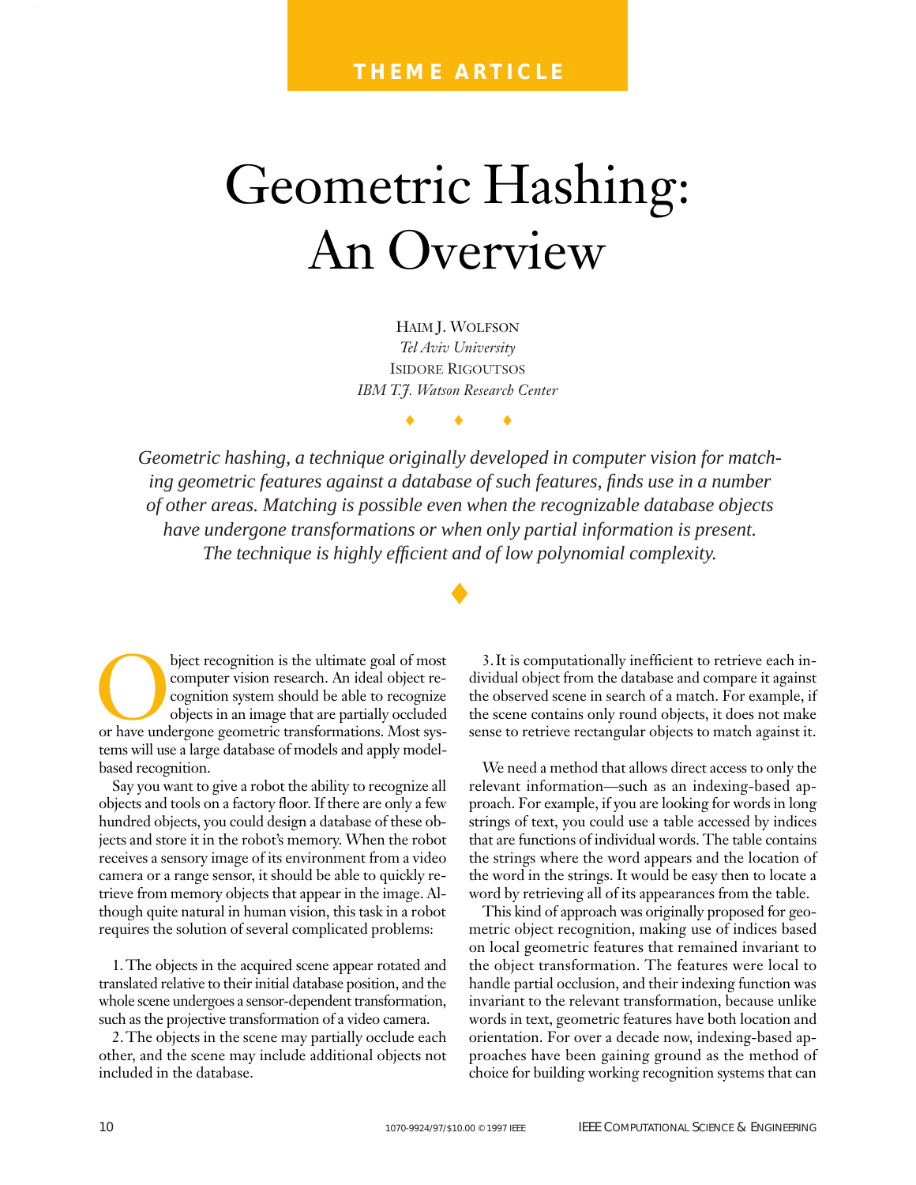THEME ARTICLE

# Geometric Hashing: An Overview

Haim J. Wolfson
*Tel Aviv University*
Isidore Rigoutsos
*IBM T.J. Watson Research Center*

*Geometric hashing, a technique originally developed in computer vision for matching geometric features against a database of such features, finds use in a number of other areas. Matching is possible even when the recognizable database objects have undergone transformations or when only partial information is present. The technique is highly efficient and of low polynomial complexity.*

Object recognition is the ultimate goal of most computer vision research. An ideal object recognition system should be able to recognize objects in an image that are partially occluded or have undergone geometric transformations. Most systems will use a large database of models and apply model-based recognition.

Say you want to give a robot the ability to recognize all objects and tools on a factory floor. If there are only a few hundred objects, you could design a database of these objects and store it in the robot's memory. When the robot receives a sensory image of its environment from a video camera or a range sensor, it should be able to quickly retrieve from memory objects that appear in the image. Although quite natural in human vision, this task in a robot requires the solution of several complicated problems:

1. The objects in the acquired scene appear rotated and translated relative to their initial database position, and the whole scene undergoes a sensor-dependent transformation, such as the projective transformation of a video camera.
2. The objects in the scene may partially occlude each other, and the scene may include additional objects not included in the database.
3. It is computationally inefficient to retrieve each individual object from the database and compare it against the observed scene in search of a match. For example, if the scene contains only round objects, it does not make sense to retrieve rectangular objects to match against it.

We need a method that allows direct access to only the relevant information—such as an indexing-based approach. For example, if you are looking for words in long strings of text, you could use a table accessed by indices that are functions of individual words. The table contains the strings where the word appears and the location of the word in the strings. It would be easy then to locate a word by retrieving all of its appearances from the table.

This kind of approach was originally proposed for geometric object recognition, making use of indices based on local geometric features that remained invariant to the object transformation. The features were local to handle partial occlusion, and their indexing function was invariant to the relevant transformation, because unlike words in text, geometric features have both location and orientation. For over a decade now, indexing-based approaches have been gaining ground as the method of choice for building working recognition systems that can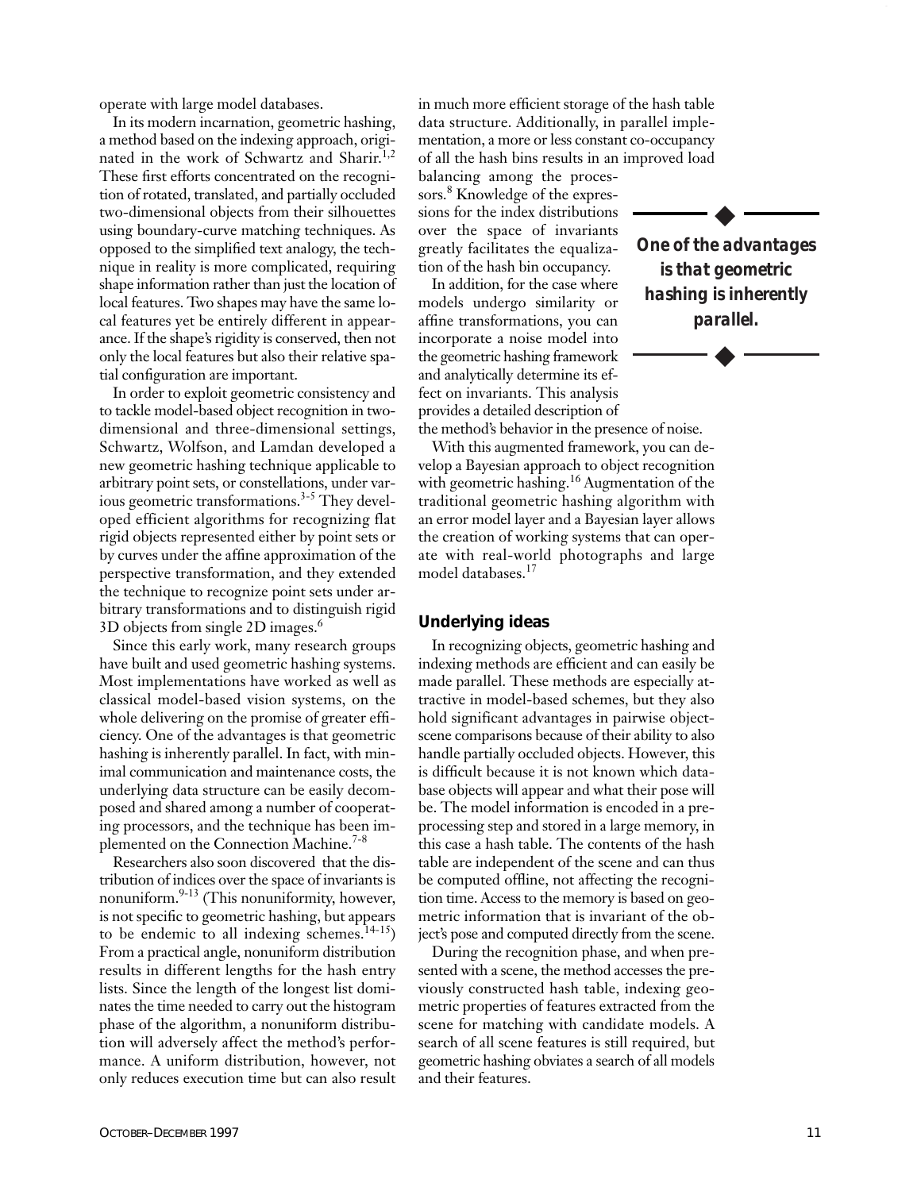operate with large model databases.

In its modern incarnation, geometric hashing, a method based on the indexing approach, originated in the work of Schwartz and Sharir.[1,2] These first efforts concentrated on the recognition of rotated, translated, and partially occluded two-dimensional objects from their silhouettes using boundary-curve matching techniques. As opposed to the simplified text analogy, the technique in reality is more complicated, requiring shape information rather than just the location of local features. Two shapes may have the same local features yet be entirely different in appearance. If the shape's rigidity is conserved, then not only the local features but also their relative spatial configuration are important.

In order to exploit geometric consistency and to tackle model-based object recognition in two-dimensional and three-dimensional settings, Schwartz, Wolfson, and Lamdan developed a new geometric hashing technique applicable to arbitrary point sets, or constellations, under various geometric transformations.[3-5] They developed efficient algorithms for recognizing flat rigid objects represented either by point sets or by curves under the affine approximation of the perspective transformation, and they extended the technique to recognize point sets under arbitrary transformations and to distinguish rigid 3D objects from single 2D images.[6]

Since this early work, many research groups have built and used geometric hashing systems. Most implementations have worked as well as classical model-based vision systems, on the whole delivering on the promise of greater efficiency. One of the advantages is that geometric hashing is inherently parallel. In fact, with minimal communication and maintenance costs, the underlying data structure can be easily decomposed and shared among a number of cooperating processors, and the technique has been implemented on the Connection Machine.[7-8]

Researchers also soon discovered that the distribution of indices over the space of invariants is nonuniform.[9-13] (This nonuniformity, however, is not specific to geometric hashing, but appears to be endemic to all indexing schemes.[14-15]) From a practical angle, nonuniform distribution results in different lengths for the hash entry lists. Since the length of the longest list dominates the time needed to carry out the histogram phase of the algorithm, a nonuniform distribution will adversely affect the method's performance. A uniform distribution, however, not only reduces execution time but can also result in much more efficient storage of the hash table data structure. Additionally, in parallel implementation, a more or less constant co-occupancy of all the hash bins results in an improved load balancing among the processors.[8] Knowledge of the expressions for the index distributions over the space of invariants greatly facilitates the equalization of the hash bin occupancy.

In addition, for the case where models undergo similarity or affine transformations, you can incorporate a noise model into the geometric hashing framework and analytically determine its effect on invariants. This analysis provides a detailed description of the method's behavior in the presence of noise.

With this augmented framework, you can develop a Bayesian approach to object recognition with geometric hashing.[16] Augmentation of the traditional geometric hashing algorithm with an error model layer and a Bayesian layer allows the creation of working systems that can operate with real-world photographs and large model databases.[17]

**One of the advantages is that geometric hashing is inherently parallel.**

## Underlying ideas

In recognizing objects, geometric hashing and indexing methods are efficient and can easily be made parallel. These methods are especially attractive in model-based schemes, but they also hold significant advantages in pairwise object-scene comparisons because of their ability to also handle partially occluded objects. However, this is difficult because it is not known which database objects will appear and what their pose will be. The model information is encoded in a preprocessing step and stored in a large memory, in this case a hash table. The contents of the hash table are independent of the scene and can thus be computed offline, not affecting the recognition time. Access to the memory is based on geometric information that is invariant of the object's pose and computed directly from the scene.

During the recognition phase, and when presented with a scene, the method accesses the previously constructed hash table, indexing geometric properties of features extracted from the scene for matching with candidate models. A search of all scene features is still required, but geometric hashing obviates a search of all models and their features.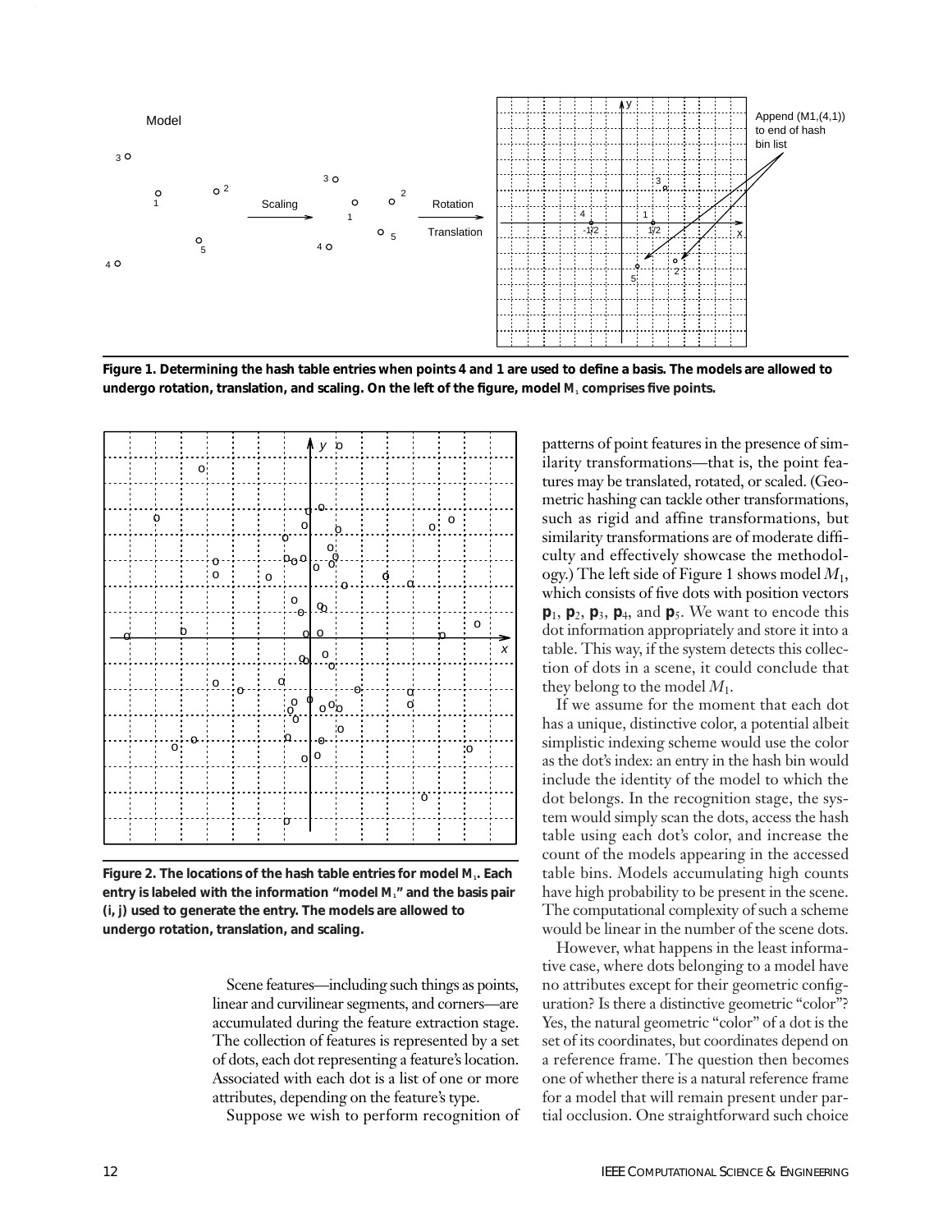**Figure 1. Determining the hash table entries when points 4 and 1 are used to define a basis. The models are allowed to undergo rotation, translation, and scaling. On the left of the figure, model $M_1$ comprises five points.**

**Figure 2. The locations of the hash table entries for model $M_1$. Each entry is labeled with the information "model $M_1$" and the basis pair (i, j) used to generate the entry. The models are allowed to undergo rotation, translation, and scaling.**

Scene features—including such things as points, linear and curvilinear segments, and corners—are accumulated during the feature extraction stage. The collection of features is represented by a set of dots, each dot representing a feature's location. Associated with each dot is a list of one or more attributes, depending on the feature's type.

Suppose we wish to perform recognition of patterns of point features in the presence of similarity transformations—that is, the point features may be translated, rotated, or scaled. (Geometric hashing can tackle other transformations, such as rigid and affine transformations, but similarity transformations are of moderate difficulty and effectively showcase the methodology.) The left side of Figure 1 shows model $M_1$, which consists of five dots with position vectors $\mathbf{p}_1$, $\mathbf{p}_2$, $\mathbf{p}_3$, $\mathbf{p}_4$, and $\mathbf{p}_5$. We want to encode this dot information appropriately and store it into a table. This way, if the system detects this collection of dots in a scene, it could conclude that they belong to the model $M_1$.

If we assume for the moment that each dot has a unique, distinctive color, a potential albeit simplistic indexing scheme would use the color as the dot's index: an entry in the hash bin would include the identity of the model to which the dot belongs. In the recognition stage, the system would simply scan the dots, access the hash table using each dot's color, and increase the count of the models appearing in the accessed table bins. Models accumulating high counts have high probability to be present in the scene. The computational complexity of such a scheme would be linear in the number of the scene dots.

However, what happens in the least informative case, where dots belonging to a model have no attributes except for their geometric configuration? Is there a distinctive geometric "color"? Yes, the natural geometric "color" of a dot is the set of its coordinates, but coordinates depend on a reference frame. The question then becomes one of whether there is a natural reference frame for a model that will remain present under partial occlusion. One straightforward such choice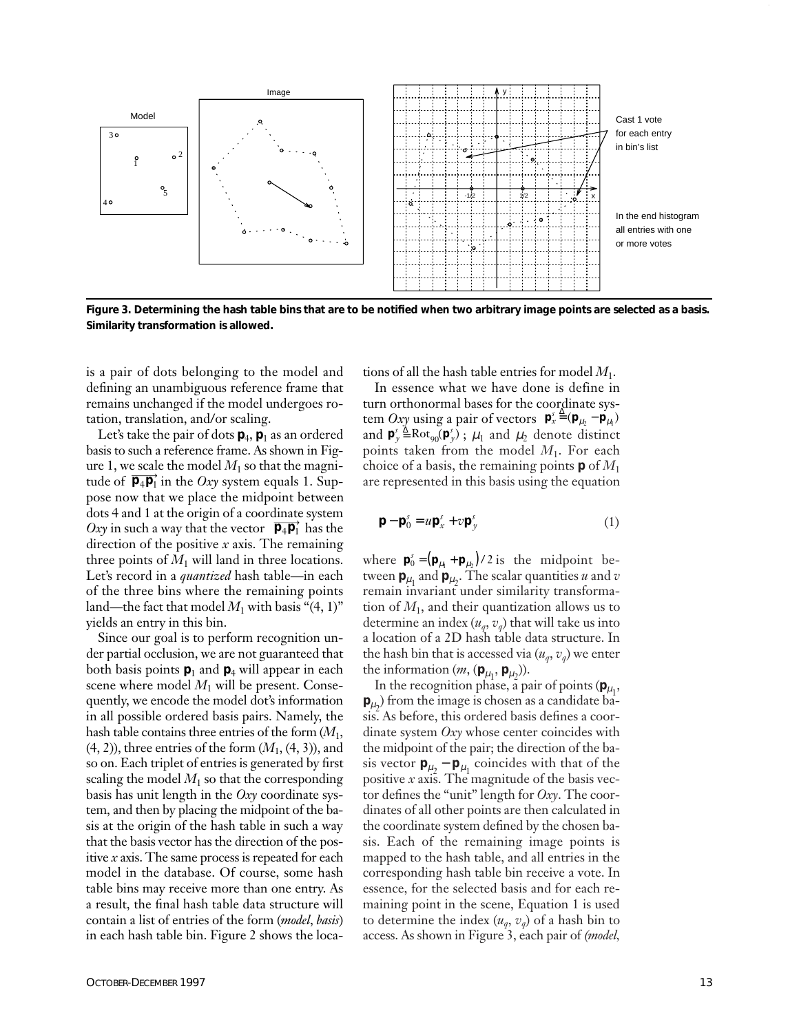**Figure 3. Determining the hash table bins that are to be notified when two arbitrary image points are selected as a basis. Similarity transformation is allowed.**

is a pair of dots belonging to the model and defining an unambiguous reference frame that remains unchanged if the model undergoes rotation, translation, and/or scaling.

Let's take the pair of dots $\mathbf{p}_4$, $\mathbf{p}_1$ as an ordered basis to such a reference frame. As shown in Figure 1, we scale the model $M_1$ so that the magnitude of $\overrightarrow{\mathbf{p}_4\mathbf{p}_1}$ in the *Oxy* system equals 1. Suppose now that we place the midpoint between dots 4 and 1 at the origin of a coordinate system *Oxy* in such a way that the vector $\overrightarrow{\mathbf{p}_4\mathbf{p}_1}$ has the direction of the positive *x* axis. The remaining three points of $M_1$ will land in three locations. Let's record in a *quantized* hash table—in each of the three bins where the remaining points land—the fact that model $M_1$ with basis "(4, 1)" yields an entry in this bin.

Since our goal is to perform recognition under partial occlusion, we are not guaranteed that both basis points $\mathbf{p}_1$ and $\mathbf{p}_4$ will appear in each scene where model $M_1$ will be present. Consequently, we encode the model dot's information in all possible ordered basis pairs. Namely, the hash table contains three entries of the form ($M_1$, (4, 2)), three entries of the form ($M_1$, (4, 3)), and so on. Each triplet of entries is generated by first scaling the model $M_1$ so that the corresponding basis has unit length in the *Oxy* coordinate system, and then by placing the midpoint of the basis at the origin of the hash table in such a way that the basis vector has the direction of the positive *x* axis. The same process is repeated for each model in the database. Of course, some hash table bins may receive more than one entry. As a result, the final hash table data structure will contain a list of entries of the form (*model*, *basis*) in each hash table bin. Figure 2 shows the locations of all the hash table entries for model $M_1$.

In essence what we have done is define in turn orthonormal bases for the coordinate system *Oxy* using a pair of vectors $\mathbf{p}_x^s \triangleq (\mathbf{p}_{\mu_2} - \mathbf{p}_{\mu_1})$ and $\mathbf{p}_y^s \triangleq \mathrm{Rot}_{90}(\mathbf{p}_y^s)$ ; $\mu_1$ and $\mu_2$ denote distinct points taken from the model $M_1$. For each choice of a basis, the remaining points $\mathbf{p}$ of $M_1$ are represented in this basis using the equation

$$\mathbf{p} - \mathbf{p}_0^s = u\mathbf{p}_x^s + v\mathbf{p}_y^s \tag{1}$$

where $\mathbf{p}_0^s = (\mathbf{p}_{\mu_1} + \mathbf{p}_{\mu_2})/2$ is the midpoint between $\mathbf{p}_{\mu_1}$ and $\mathbf{p}_{\mu_2}$. The scalar quantities *u* and *v* remain invariant under similarity transformation of $M_1$, and their quantization allows us to determine an index ($u_q$, $v_q$) that will take us into a location of a 2D hash table data structure. In the hash bin that is accessed via ($u_q$, $v_q$) we enter the information ($m$, ($\mathbf{p}_{\mu_1}$, $\mathbf{p}_{\mu_2}$)).

In the recognition phase, a pair of points ($\mathbf{p}_{\mu_1}$, $\mathbf{p}_{\mu_2}$) from the image is chosen as a candidate basis. As before, this ordered basis defines a coordinate system *Oxy* whose center coincides with the midpoint of the pair; the direction of the basis vector $\mathbf{p}_{\mu_2} - \mathbf{p}_{\mu_1}$ coincides with that of the positive *x* axis. The magnitude of the basis vector defines the "unit" length for *Oxy*. The coordinates of all other points are then calculated in the coordinate system defined by the chosen basis. Each of the remaining image points is mapped to the hash table, and all entries in the corresponding hash table bin receive a vote. In essence, for the selected basis and for each remaining point in the scene, Equation 1 is used to determine the index ($u_q$, $v_q$) of a hash bin to access. As shown in Figure 3, each pair of *(model,*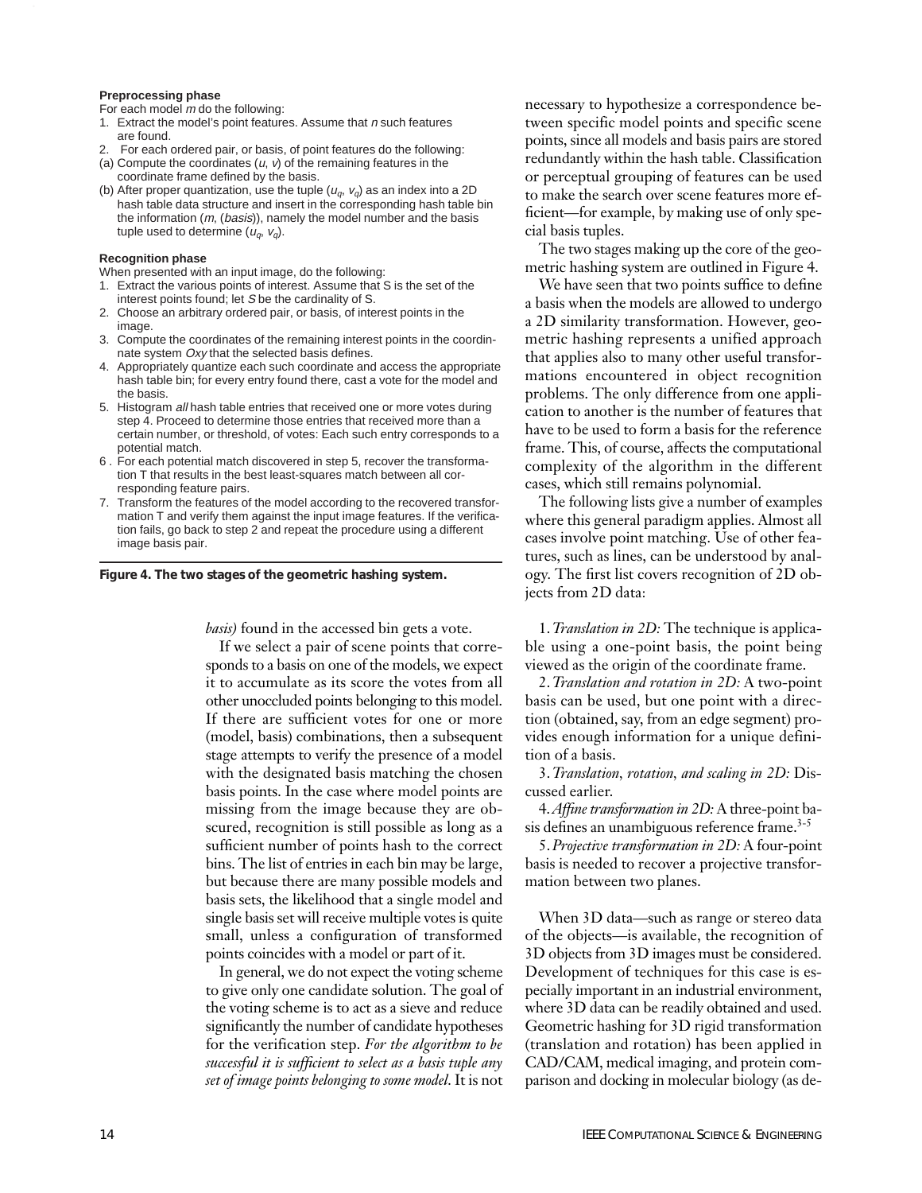**Preprocessing phase**

For each model $m$ do the following:

1. Extract the model's point features. Assume that $n$ such features are found.
2. For each ordered pair, or basis, of point features do the following:
   (a) Compute the coordinates ($u$, $v$) of the remaining features in the coordinate frame defined by the basis.
   (b) After proper quantization, use the tuple ($u_q$, $v_q$) as an index into a 2D hash table data structure and insert in the corresponding hash table bin the information ($m$, (*basis*)), namely the model number and the basis tuple used to determine ($u_q$, $v_q$).

**Recognition phase**

When presented with an input image, do the following:

1. Extract the various points of interest. Assume that S is the set of the interest points found; let *S* be the cardinality of S.
2. Choose an arbitrary ordered pair, or basis, of interest points in the image.
3. Compute the coordinates of the remaining interest points in the coordinnate system *Oxy* that the selected basis defines.
4. Appropriately quantize each such coordinate and access the appropriate hash table bin; for every entry found there, cast a vote for the model and the basis.
5. Histogram *all* hash table entries that received one or more votes during step 4. Proceed to determine those entries that received more than a certain number, or threshold, of votes: Each such entry corresponds to a potential match.
6. For each potential match discovered in step 5, recover the transformation T that results in the best least-squares match between all corresponding feature pairs.
7. Transform the features of the model according to the recovered transformation T and verify them against the input image features. If the verification fails, go back to step 2 and repeat the procedure using a different image basis pair.

**Figure 4. The two stages of the geometric hashing system.**

*basis)* found in the accessed bin gets a vote.

If we select a pair of scene points that corresponds to a basis on one of the models, we expect it to accumulate as its score the votes from all other unoccluded points belonging to this model. If there are sufficient votes for one or more (model, basis) combinations, then a subsequent stage attempts to verify the presence of a model with the designated basis matching the chosen basis points. In the case where model points are missing from the image because they are obscured, recognition is still possible as long as a sufficient number of points hash to the correct bins. The list of entries in each bin may be large, but because there are many possible models and basis sets, the likelihood that a single model and single basis set will receive multiple votes is quite small, unless a configuration of transformed points coincides with a model or part of it.

In general, we do not expect the voting scheme to give only one candidate solution. The goal of the voting scheme is to act as a sieve and reduce significantly the number of candidate hypotheses for the verification step. *For the algorithm to be successful it is sufficient to select as a basis tuple any set of image points belonging to some model.* It is not necessary to hypothesize a correspondence between specific model points and specific scene points, since all models and basis pairs are stored redundantly within the hash table. Classification or perceptual grouping of features can be used to make the search over scene features more efficient—for example, by making use of only special basis tuples.

The two stages making up the core of the geometric hashing system are outlined in Figure 4.

We have seen that two points suffice to define a basis when the models are allowed to undergo a 2D similarity transformation. However, geometric hashing represents a unified approach that applies also to many other useful transformations encountered in object recognition problems. The only difference from one application to another is the number of features that have to be used to form a basis for the reference frame. This, of course, affects the computational complexity of the algorithm in the different cases, which still remains polynomial.

The following lists give a number of examples where this general paradigm applies. Almost all cases involve point matching. Use of other features, such as lines, can be understood by analogy. The first list covers recognition of 2D objects from 2D data:

1. *Translation in 2D:* The technique is applicable using a one-point basis, the point being viewed as the origin of the coordinate frame.
2. *Translation and rotation in 2D:* A two-point basis can be used, but one point with a direction (obtained, say, from an edge segment) provides enough information for a unique definition of a basis.
3. *Translation, rotation, and scaling in 2D:* Discussed earlier.
4. *Affine transformation in 2D:* A three-point basis defines an unambiguous reference frame.[3-5]
5. *Projective transformation in 2D:* A four-point basis is needed to recover a projective transformation between two planes.

When 3D data—such as range or stereo data of the objects—is available, the recognition of 3D objects from 3D images must be considered. Development of techniques for this case is especially important in an industrial environment, where 3D data can be readily obtained and used. Geometric hashing for 3D rigid transformation (translation and rotation) has been applied in CAD/CAM, medical imaging, and protein comparison and docking in molecular biology (as de-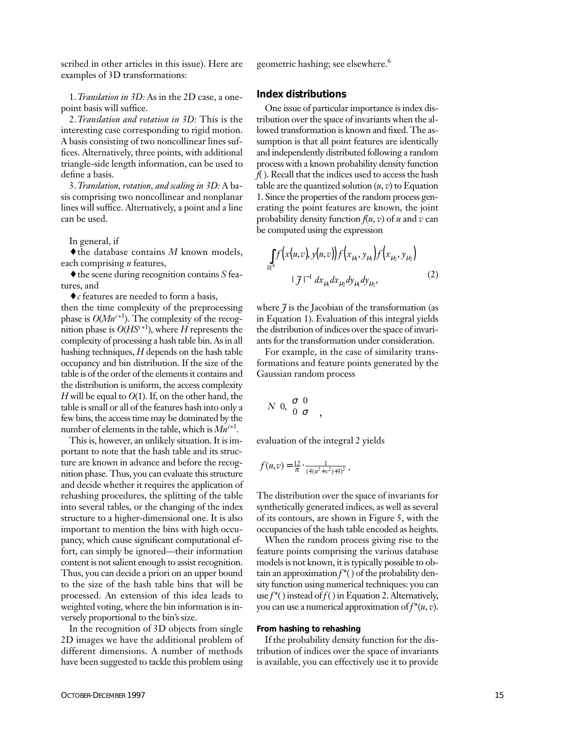scribed in other articles in this issue). Here are examples of 3D transformations:

1. *Translation in 3D:* As in the 2D case, a one-point basis will suffice.

2. *Translation and rotation in 3D:* This is the interesting case corresponding to rigid motion. A basis consisting of two noncollinear lines suffices. Alternatively, three points, with additional triangle-side length information, can be used to define a basis.

3. *Translation, rotation, and scaling in 3D:* A basis comprising two noncollinear and nonplanar lines will suffice. Alternatively, a point and a line can be used.

In general, if

- the database contains $M$ known models, each comprising $n$ features,
- the scene during recognition contains $S$ features, and
- $c$ features are needed to form a basis,

then the time complexity of the preprocessing phase is $O(Mn^{c+1})$. The complexity of the recognition phase is $O(HS^{c+1})$, where $H$ represents the complexity of processing a hash table bin. As in all hashing techniques, $H$ depends on the hash table occupancy and bin distribution. If the size of the table is of the order of the elements it contains and the distribution is uniform, the access complexity $H$ will be equal to $O(1)$. If, on the other hand, the table is small or all of the features hash into only a few bins, the access time may be dominated by the number of elements in the table, which is $Mn^{c+1}$.

This is, however, an unlikely situation. It is important to note that the hash table and its structure are known in advance and before the recognition phase. Thus, you can evaluate this structure and decide whether it requires the application of rehashing procedures, the splitting of the table into several tables, or the changing of the index structure to a higher-dimensional one. It is also important to mention the bins with high occupancy, which cause significant computational effort, can simply be ignored—their information content is not salient enough to assist recognition. Thus, you can decide a priori on an upper bound to the size of the hash table bins that will be processed. An extension of this idea leads to weighted voting, where the bin information is inversely proportional to the bin's size.

In the recognition of 3D objects from single 2D images we have the additional problem of different dimensions. A number of methods have been suggested to tackle this problem using geometric hashing; see elsewhere.[6]

## Index distributions

One issue of particular importance is index distribution over the space of invariants when the allowed transformation is known and fixed. The assumption is that all point features are identically and independently distributed following a random process with a known probability density function $f(\,)$. Recall that the indices used to access the hash table are the quantized solution $(u, v)$ to Equation 1. Since the properties of the random process generating the point features are known, the joint probability density function $f(u, v)$ of $u$ and $v$ can be computed using the expression

$$\int_{\mathbb{R}^4} f\big(x(u,v), y(u,v)\big) f\big(x_{\mu_1}, y_{\mu_1}\big) f\big(x_{\mu_2}, y_{\mu_2}\big) \, |\mathcal{J}|^{-1} \, dx_{\mu_1} dx_{\mu_2} dy_{\mu_1} dy_{\mu_2}, \tag{2}$$

where $\mathcal{J}$ is the Jacobian of the transformation (as in Equation 1). Evaluation of this integral yields the distribution of indices over the space of invariants for the transformation under consideration.

For example, in the case of similarity transformations and feature points generated by the Gaussian random process

$$N\left(0, \begin{pmatrix} \sigma & 0 \\ 0 & \sigma \end{pmatrix}\right),$$

evaluation of the integral 2 yields

$$f(u,v) = \frac{12}{\pi} \cdot \frac{1}{(4(u^2+v^2)+3)^2}.$$

The distribution over the space of invariants for synthetically generated indices, as well as several of its contours, are shown in Figure 5, with the occupancies of the hash table encoded as heights.

When the random process giving rise to the feature points comprising the various database models is not known, it is typically possible to obtain an approximation $f^*(\,)$ of the probability density function using numerical techniques: you can use $f^*(\,)$ instead of $f(\,)$ in Equation 2. Alternatively, you can use a numerical approximation of $f^*(u, v)$.

### From hashing to rehashing

If the probability density function for the distribution of indices over the space of invariants is available, you can effectively use it to provide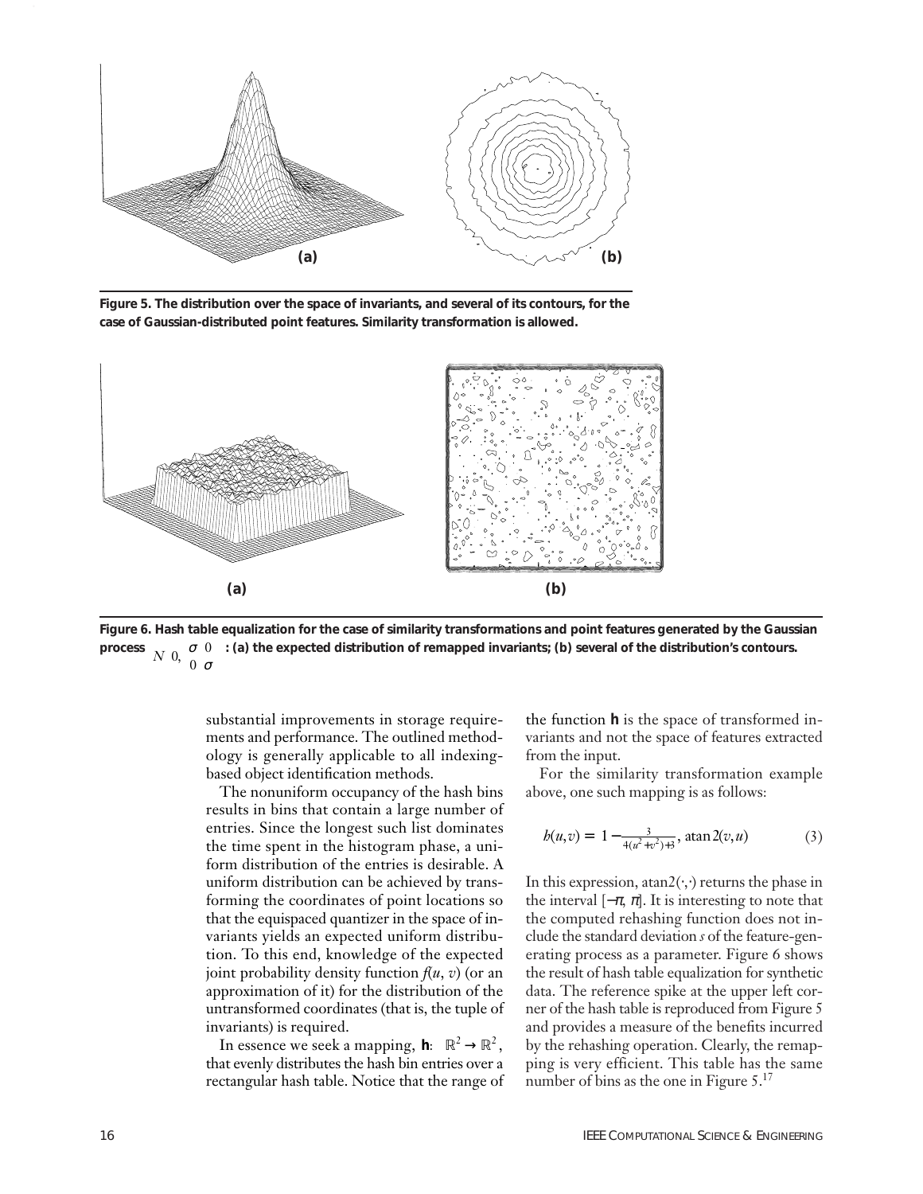**Figure 5. The distribution over the space of invariants, and several of its contours, for the case of Gaussian-distributed point features. Similarity transformation is allowed.**

**Figure 6. Hash table equalization for the case of similarity transformations and point features generated by the Gaussian process $N\left(0, \begin{pmatrix} \sigma & 0 \\ 0 & \sigma \end{pmatrix}\right)$: (a) the expected distribution of remapped invariants; (b) several of the distribution's contours.**

substantial improvements in storage requirements and performance. The outlined methodology is generally applicable to all indexing-based object identification methods.

The nonuniform occupancy of the hash bins results in bins that contain a large number of entries. Since the longest such list dominates the time spent in the histogram phase, a uniform distribution of the entries is desirable. A uniform distribution can be achieved by transforming the coordinates of point locations so that the equispaced quantizer in the space of invariants yields an expected uniform distribution. To this end, knowledge of the expected joint probability density function $f(u, v)$ (or an approximation of it) for the distribution of the untransformed coordinates (that is, the tuple of invariants) is required.

In essence we seek a mapping, $\mathbf{h}: \mathbb{R}^2 \to \mathbb{R}^2$, that evenly distributes the hash bin entries over a rectangular hash table. Notice that the range of the function $\mathbf{h}$ is the space of transformed invariants and not the space of features extracted from the input.

For the similarity transformation example above, one such mapping is as follows:

$$h(u,v) = \left(1 - \frac{3}{4(u^2+v^2)+3},\ \mathrm{atan2}(v,u)\right) \tag{3}$$

In this expression, $\mathrm{atan2}(\cdot,\cdot)$ returns the phase in the interval $[-\pi, \pi]$. It is interesting to note that the computed rehashing function does not include the standard deviation $s$ of the feature-generating process as a parameter. Figure 6 shows the result of hash table equalization for synthetic data. The reference spike at the upper left corner of the hash table is reproduced from Figure 5 and provides a measure of the benefits incurred by the rehashing operation. Clearly, the remapping is very efficient. This table has the same number of bins as the one in Figure 5.[17]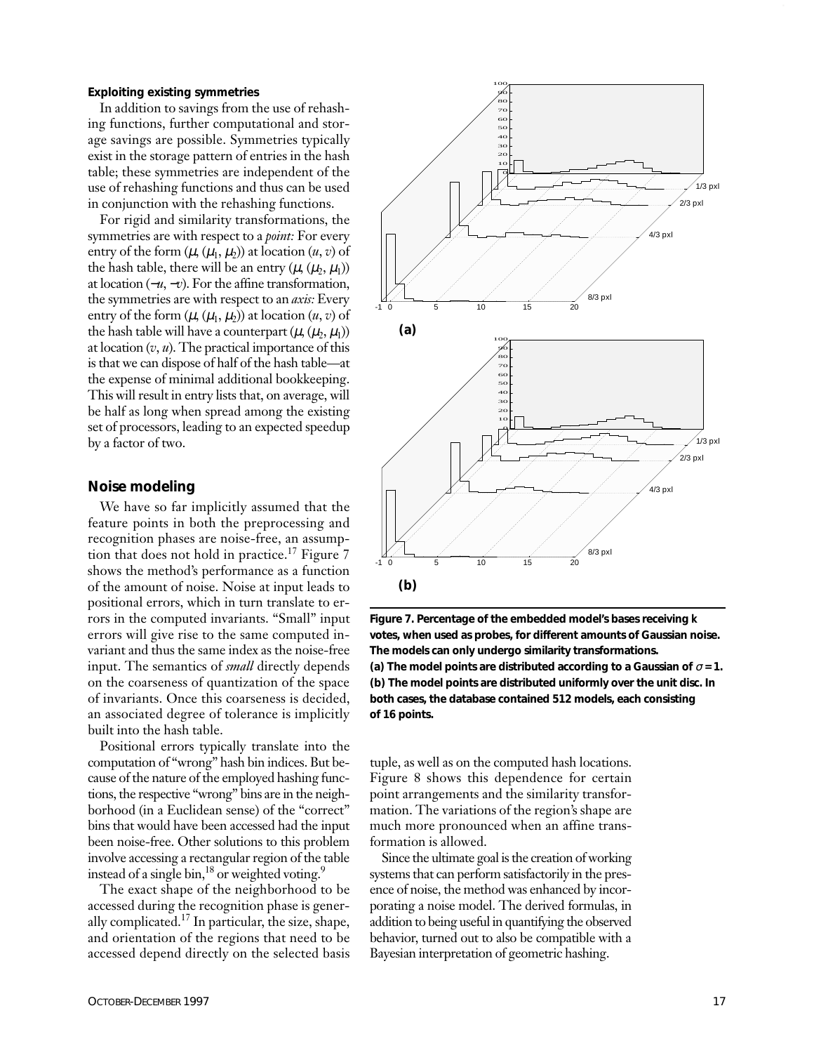### Exploiting existing symmetries

In addition to savings from the use of rehashing functions, further computational and storage savings are possible. Symmetries typically exist in the storage pattern of entries in the hash table; these symmetries are independent of the use of rehashing functions and thus can be used in conjunction with the rehashing functions.

For rigid and similarity transformations, the symmetries are with respect to a *point:* For every entry of the form $(\mu, (\mu_1, \mu_2))$ at location $(u, v)$ of the hash table, there will be an entry $(\mu, (\mu_2, \mu_1))$ at location $(-u, -v)$. For the affine transformation, the symmetries are with respect to an *axis:* Every entry of the form $(\mu, (\mu_1, \mu_2))$ at location $(u, v)$ of the hash table will have a counterpart $(\mu, (\mu_2, \mu_1))$ at location $(v, u)$. The practical importance of this is that we can dispose of half of the hash table—at the expense of minimal additional bookkeeping. This will result in entry lists that, on average, will be half as long when spread among the existing set of processors, leading to an expected speedup by a factor of two.

## Noise modeling

We have so far implicitly assumed that the feature points in both the preprocessing and recognition phases are noise-free, an assumption that does not hold in practice.[17] Figure 7 shows the method's performance as a function of the amount of noise. Noise at input leads to positional errors, which in turn translate to errors in the computed invariants. "Small" input errors will give rise to the same computed invariant and thus the same index as the noise-free input. The semantics of *small* directly depends on the coarseness of quantization of the space of invariants. Once this coarseness is decided, an associated degree of tolerance is implicitly built into the hash table.

Positional errors typically translate into the computation of "wrong" hash bin indices. But because of the nature of the employed hashing functions, the respective "wrong" bins are in the neighborhood (in a Euclidean sense) of the "correct" bins that would have been accessed had the input been noise-free. Other solutions to this problem involve accessing a rectangular region of the table instead of a single bin,[18] or weighted voting.[9]

The exact shape of the neighborhood to be accessed during the recognition phase is generally complicated.[17] In particular, the size, shape, and orientation of the regions that need to be accessed depend directly on the selected basis tuple, as well as on the computed hash locations. Figure 8 shows this dependence for certain point arrangements and the similarity transformation. The variations of the region's shape are much more pronounced when an affine transformation is allowed.

Since the ultimate goal is the creation of working systems that can perform satisfactorily in the presence of noise, the method was enhanced by incorporating a noise model. The derived formulas, in addition to being useful in quantifying the observed behavior, turned out to also be compatible with a Bayesian interpretation of geometric hashing.

**Figure 7. Percentage of the embedded model's bases receiving k votes, when used as probes, for different amounts of Gaussian noise. The models can only undergo similarity transformations. (a) The model points are distributed according to a Gaussian of $\sigma = 1$. (b) The model points are distributed uniformly over the unit disc. In both cases, the database contained 512 models, each consisting of 16 points.**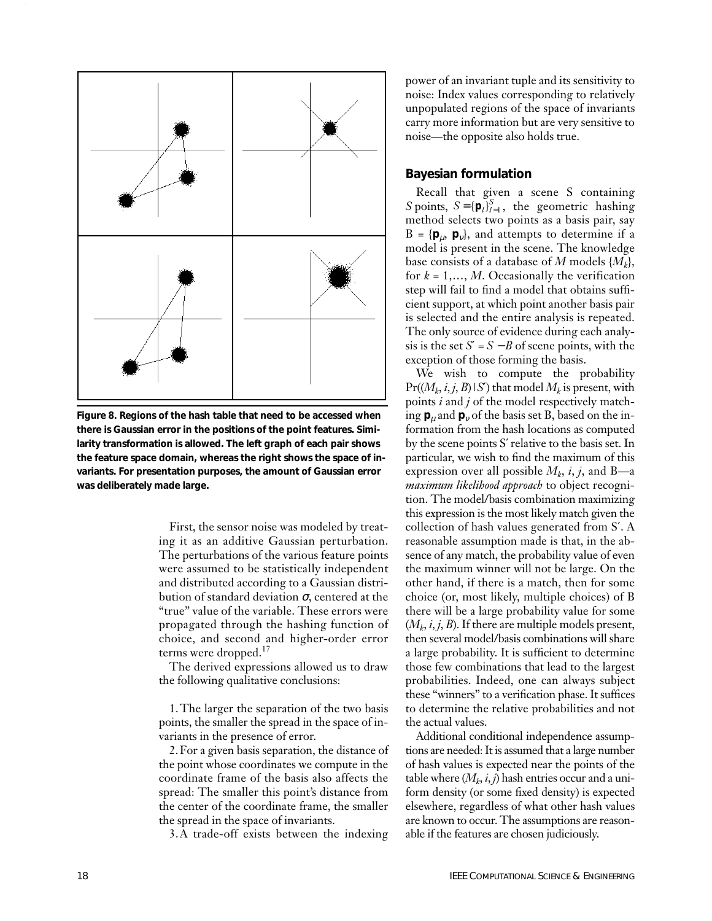**Figure 8. Regions of the hash table that need to be accessed when there is Gaussian error in the positions of the point features. Similarity transformation is allowed. The left graph of each pair shows the feature space domain, whereas the right shows the space of invariants. For presentation purposes, the amount of Gaussian error was deliberately made large.**

First, the sensor noise was modeled by treating it as an additive Gaussian perturbation. The perturbations of the various feature points were assumed to be statistically independent and distributed according to a Gaussian distribution of standard deviation $\sigma$, centered at the "true" value of the variable. These errors were propagated through the hashing function of choice, and second and higher-order error terms were dropped.[17]

The derived expressions allowed us to draw the following qualitative conclusions:

1. The larger the separation of the two basis points, the smaller the spread in the space of invariants in the presence of error.
2. For a given basis separation, the distance of the point whose coordinates we compute in the coordinate frame of the basis also affects the spread: The smaller this point's distance from the center of the coordinate frame, the smaller the spread in the space of invariants.
3. A trade-off exists between the indexing power of an invariant tuple and its sensitivity to noise: Index values corresponding to relatively unpopulated regions of the space of invariants carry more information but are very sensitive to noise—the opposite also holds true.

## Bayesian formulation

Recall that given a scene S containing $S$ points, $S = \{\mathbf{p}_l\}_{l=1}^{S}$, the geometric hashing method selects two points as a basis pair, say $B = \{\mathbf{p}_\mu, \mathbf{p}_\nu\}$, and attempts to determine if a model is present in the scene. The knowledge base consists of a database of $M$ models $\{M_k\}$, for $k = 1, \ldots, M$. Occasionally the verification step will fail to find a model that obtains sufficient support, at which point another basis pair is selected and the entire analysis is repeated. The only source of evidence during each analysis is the set $S' = S - B$ of scene points, with the exception of those forming the basis.

We wish to compute the probability $\Pr((M_k, i, j, B) \mid S')$ that model $M_k$ is present, with points $i$ and $j$ of the model respectively matching $\mathbf{p}_\mu$ and $\mathbf{p}_\nu$ of the basis set B, based on the information from the hash locations as computed by the scene points S′ relative to the basis set. In particular, we wish to find the maximum of this expression over all possible $M_k$, $i$, $j$, and B—a *maximum likelihood approach* to object recognition. The model/basis combination maximizing this expression is the most likely match given the collection of hash values generated from S′. A reasonable assumption made is that, in the absence of any match, the probability value of even the maximum winner will not be large. On the other hand, if there is a match, then for some choice (or, most likely, multiple choices) of B there will be a large probability value for some $(M_k, i, j, B)$. If there are multiple models present, then several model/basis combinations will share a large probability. It is sufficient to determine those few combinations that lead to the largest probabilities. Indeed, one can always subject these "winners" to a verification phase. It suffices to determine the relative probabilities and not the actual values.

Additional conditional independence assumptions are needed: It is assumed that a large number of hash values is expected near the points of the table where $(M_k, i, j)$ hash entries occur and a uniform density (or some fixed density) is expected elsewhere, regardless of what other hash values are known to occur. The assumptions are reasonable if the features are chosen judiciously.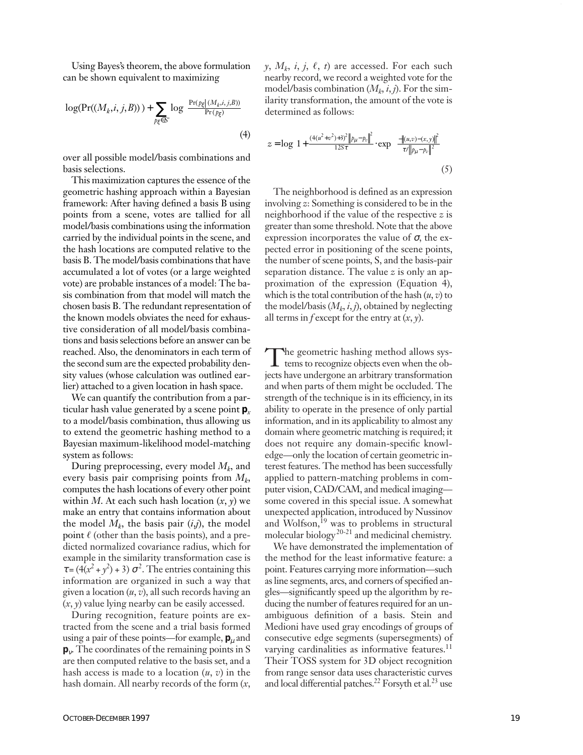Using Bayes's theorem, the above formulation can be shown equivalent to maximizing

$$\log(\Pr((M_k,i,j,B))) + \sum_{p_\xi \in S'} \log \frac{\Pr(p_\xi | (M_k,i,j,B))}{\Pr(p_\xi)} \tag{4}$$

over all possible model/basis combinations and basis selections.

This maximization captures the essence of the geometric hashing approach within a Bayesian framework: After having defined a basis B using points from a scene, votes are tallied for all model/basis combinations using the information carried by the individual points in the scene, and the hash locations are computed relative to the basis B. The model/basis combinations that have accumulated a lot of votes (or a large weighted vote) are probable instances of a model: The basis combination from that model will match the chosen basis B. The redundant representation of the known models obviates the need for exhaustive consideration of all model/basis combinations and basis selections before an answer can be reached. Also, the denominators in each term of the second sum are the expected probability density values (whose calculation was outlined earlier) attached to a given location in hash space.

We can quantify the contribution from a particular hash value generated by a scene point $\mathbf{p}_x$ to a model/basis combination, thus allowing us to extend the geometric hashing method to a Bayesian maximum-likelihood model-matching system as follows:

During preprocessing, every model $M_k$, and every basis pair comprising points from $M_k$, computes the hash locations of every other point within $M$. At each such hash location $(x, y)$ we make an entry that contains information about the model $M_k$, the basis pair $(i,j)$, the model point $\ell$ (other than the basis points), and a predicted normalized covariance radius, which for example in the similarity transformation case is $\tau = (4(x^2 + y^2) + 3)\,\sigma^2$. The entries containing this information are organized in such a way that given a location $(u, v)$, all such records having an $(x, y)$ value lying nearby can be easily accessed.

During recognition, feature points are extracted from the scene and a trial basis formed using a pair of these points—for example, $\mathbf{p}_\mu$ and $\mathbf{p}_\nu$. The coordinates of the remaining points in S are then computed relative to the basis set, and a hash access is made to a location $(u, v)$ in the hash domain. All nearby records of the form $(x, y, M_k, i, j, \ell, t)$ are accessed. For each such nearby record, we record a weighted vote for the model/basis combination $(M_k, i, j)$. For the similarity transformation, the amount of the vote is determined as follows:

$$z = \log\left(1 + \frac{(4(u^2+v^2)+3)^2 \left\|p_\mu - p_\nu\right\|^2}{12S\tau} \cdot \exp\left(\frac{-\left\|(u,v)-(x,y)\right\|^2}{\tau / \left\|p_\mu - p_\nu\right\|^2}\right)\right) \tag{5}$$

The neighborhood is defined as an expression involving $z$: Something is considered to be in the neighborhood if the value of the respective $z$ is greater than some threshold. Note that the above expression incorporates the value of $\sigma$, the expected error in positioning of the scene points, the number of scene points, S, and the basis-pair separation distance. The value $z$ is only an approximation of the expression (Equation 4), which is the total contribution of the hash $(u, v)$ to the model/basis $(M_k, i, j)$, obtained by neglecting all terms in $f$ except for the entry at $(x, y)$.

The geometric hashing method allows systems to recognize objects even when the objects have undergone an arbitrary transformation and when parts of them might be occluded. The strength of the technique is in its efficiency, in its ability to operate in the presence of only partial information, and in its applicability to almost any domain where geometric matching is required; it does not require any domain-specific knowledge—only the location of certain geometric interest features. The method has been successfully applied to pattern-matching problems in computer vision, CAD/CAM, and medical imaging—some covered in this special issue. A somewhat unexpected application, introduced by Nussinov and Wolfson,[19] was to problems in structural molecular biology[20-21] and medicinal chemistry.

We have demonstrated the implementation of the method for the least informative feature: a point. Features carrying more information—such as line segments, arcs, and corners of specified angles—significantly speed up the algorithm by reducing the number of features required for an unambiguous definition of a basis. Stein and Medioni have used gray encodings of groups of consecutive edge segments (supersegments) of varying cardinalities as informative features.[11] Their TOSS system for 3D object recognition from range sensor data uses characteristic curves and local differential patches.[22] Forsyth et al.[23] use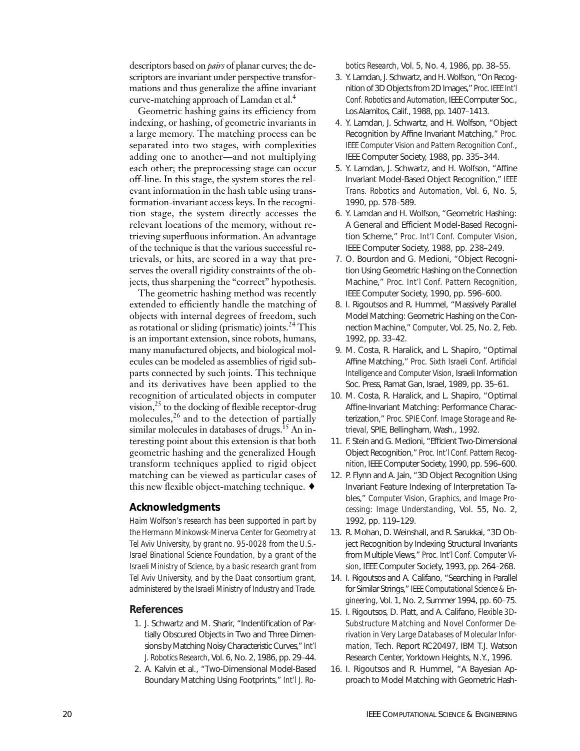descriptors based on *pairs* of planar curves; the descriptors are invariant under perspective transformations and thus generalize the affine invariant curve-matching approach of Lamdan et al.[4]

Geometric hashing gains its efficiency from indexing, or hashing, of geometric invariants in a large memory. The matching process can be separated into two stages, with complexities adding one to another—and not multiplying each other; the preprocessing stage can occur off-line. In this stage, the system stores the relevant information in the hash table using transformation-invariant access keys. In the recognition stage, the system directly accesses the relevant locations of the memory, without retrieving superfluous information. An advantage of the technique is that the various successful retrievals, or hits, are scored in a way that preserves the overall rigidity constraints of the objects, thus sharpening the "correct" hypothesis.

The geometric hashing method was recently extended to efficiently handle the matching of objects with internal degrees of freedom, such as rotational or sliding (prismatic) joints.[24] This is an important extension, since robots, humans, many manufactured objects, and biological molecules can be modeled as assemblies of rigid subparts connected by such joints. This technique and its derivatives have been applied to the recognition of articulated objects in computer vision,[25] to the docking of flexible receptor-drug molecules,[26] and to the detection of partially similar molecules in databases of drugs.[15] An interesting point about this extension is that both geometric hashing and the generalized Hough transform techniques applied to rigid object matching can be viewed as particular cases of this new flexible object-matching technique. ♦

## Acknowledgments

*Haim Wolfson's research has been supported in part by the Hermann Minkowsk-Minerva Center for Geometry at Tel Aviv University, by grant no. 95-0028 from the U.S.-Israel Binational Science Foundation, by a grant of the Israeli Ministry of Science, by a basic research grant from Tel Aviv University, and by the Daat consortium grant, administered by the Israeli Ministry of Industry and Trade.*

## References

1. J. Schwartz and M. Sharir, "Indentification of Partially Obscured Objects in Two and Three Dimensions by Matching Noisy Characteristic Curves," *Int'l J. Robotics Research*, Vol. 6, No. 2, 1986, pp. 29–44.
2. A. Kalvin et al., "Two-Dimensional Model-Based Boundary Matching Using Footprints," *Int'l J. Robotics Research*, Vol. 5, No. 4, 1986, pp. 38–55.
3. Y. Lamdan, J. Schwartz, and H. Wolfson, "On Recognition of 3D Objects from 2D Images," *Proc. IEEE Int'l Conf. Robotics and Automation*, IEEE Computer Soc., Los Alamitos, Calif., 1988, pp. 1407–1413.
4. Y. Lamdan, J. Schwartz, and H. Wolfson, "Object Recognition by Affine Invariant Matching," *Proc. IEEE Computer Vision and Pattern Recognition Conf.*, IEEE Computer Society, 1988, pp. 335–344.
5. Y. Lamdan, J. Schwartz, and H. Wolfson, "Affine Invariant Model-Based Object Recognition," *IEEE Trans. Robotics and Automation*, Vol. 6, No. 5, 1990, pp. 578–589.
6. Y. Lamdan and H. Wolfson, "Geometric Hashing: A General and Efficient Model-Based Recognition Scheme," *Proc. Int'l Conf. Computer Vision*, IEEE Computer Society, 1988, pp. 238–249.
7. O. Bourdon and G. Medioni, "Object Recognition Using Geometric Hashing on the Connection Machine," *Proc. Int'l Conf. Pattern Recognition*, IEEE Computer Society, 1990, pp. 596–600.
8. I. Rigoutsos and R. Hummel, "Massively Parallel Model Matching: Geometric Hashing on the Connection Machine," *Computer*, Vol. 25, No. 2, Feb. 1992, pp. 33–42.
9. M. Costa, R. Haralick, and L. Shapiro, "Optimal Affine Matching," *Proc. Sixth Israeli Conf. Artificial Intelligence and Computer Vision*, Israeli Information Soc. Press, Ramat Gan, Israel, 1989, pp. 35–61.
10. M. Costa, R. Haralick, and L. Shapiro, "Optimal Affine-Invariant Matching: Performance Characterization," *Proc. SPIE Conf. Image Storage and Retrieval*, SPIE, Bellingham, Wash., 1992.
11. F. Stein and G. Medioni, "Efficient Two-Dimensional Object Recognition," *Proc. Int'l Conf. Pattern Recognition*, IEEE Computer Society, 1990, pp. 596–600.
12. P. Flynn and A. Jain, "3D Object Recognition Using Invariant Feature Indexing of Interpretation Tables," *Computer Vision, Graphics, and Image Processing: Image Understanding*, Vol. 55, No. 2, 1992, pp. 119–129.
13. R. Mohan, D. Weinshall, and R. Sarukkai, "3D Object Recognition by Indexing Structural Invariants from Multiple Views," *Proc. Int'l Conf. Computer Vision*, IEEE Computer Society, 1993, pp. 264–268.
14. I. Rigoutsos and A. Califano, "Searching in Parallel for Similar Strings," *IEEE Computational Science & Engineering*, Vol. 1, No. 2, Summer 1994, pp. 60–75.
15. I. Rigoutsos, D. Platt, and A. Califano, *Flexible 3D-Substructure Matching and Novel Conformer Derivation in Very Large Databases of Molecular Information*, Tech. Report RC20497, IBM T.J. Watson Research Center, Yorktown Heights, N.Y., 1996.
16. I. Rigoutsos and R. Hummel, "A Bayesian Approach to Model Matching with Geometric Hash-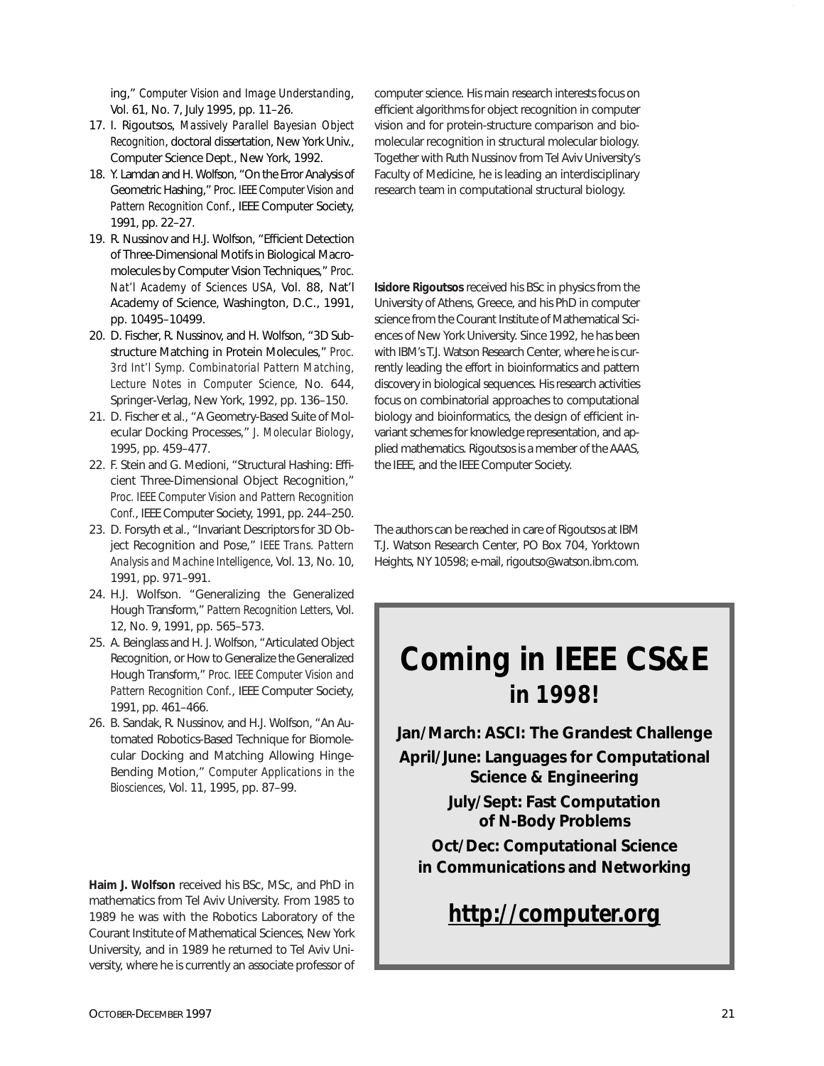ing," *Computer Vision and Image Understanding*, Vol. 61, No. 7, July 1995, pp. 11–26.

17. I. Rigoutsos, *Massively Parallel Bayesian Object Recognition*, doctoral dissertation, New York Univ., Computer Science Dept., New York, 1992.
18. Y. Lamdan and H. Wolfson, "On the Error Analysis of Geometric Hashing," *Proc. IEEE Computer Vision and Pattern Recognition Conf.*, IEEE Computer Society, 1991, pp. 22–27.
19. R. Nussinov and H.J. Wolfson, "Efficient Detection of Three-Dimensional Motifs in Biological Macromolecules by Computer Vision Techniques," *Proc. Nat'l Academy of Sciences USA*, Vol. 88, Nat'l Academy of Science, Washington, D.C., 1991, pp. 10495–10499.
20. D. Fischer, R. Nussinov, and H. Wolfson, "3D Substructure Matching in Protein Molecules," *Proc. 3rd Int'l Symp. Combinatorial Pattern Matching, Lecture Notes in Computer Science*, No. 644, Springer-Verlag, New York, 1992, pp. 136–150.
21. D. Fischer et al., "A Geometry-Based Suite of Molecular Docking Processes," *J. Molecular Biology*, 1995, pp. 459–477.
22. F. Stein and G. Medioni, "Structural Hashing: Efficient Three-Dimensional Object Recognition," *Proc. IEEE Computer Vision and Pattern Recognition Conf.*, IEEE Computer Society, 1991, pp. 244–250.
23. D. Forsyth et al., "Invariant Descriptors for 3D Object Recognition and Pose," *IEEE Trans. Pattern Analysis and Machine Intelligence*, Vol. 13, No. 10, 1991, pp. 971–991.
24. H.J. Wolfson. "Generalizing the Generalized Hough Transform," *Pattern Recognition Letters*, Vol. 12, No. 9, 1991, pp. 565–573.
25. A. Beinglass and H. J. Wolfson, "Articulated Object Recognition, or How to Generalize the Generalized Hough Transform," *Proc. IEEE Computer Vision and Pattern Recognition Conf.*, IEEE Computer Society, 1991, pp. 461–466.
26. B. Sandak, R. Nussinov, and H.J. Wolfson, "An Automated Robotics-Based Technique for Biomolecular Docking and Matching Allowing Hinge-Bending Motion," *Computer Applications in the Biosciences*, Vol. 11, 1995, pp. 87–99.

**Haim J. Wolfson** received his BSc, MSc, and PhD in mathematics from Tel Aviv University. From 1985 to 1989 he was with the Robotics Laboratory of the Courant Institute of Mathematical Sciences, New York University, and in 1989 he returned to Tel Aviv University, where he is currently an associate professor of computer science. His main research interests focus on efficient algorithms for object recognition in computer vision and for protein-structure comparison and biomolecular recognition in structural molecular biology. Together with Ruth Nussinov from Tel Aviv University's Faculty of Medicine, he is leading an interdisciplinary research team in computational structural biology.

**Isidore Rigoutsos** received his BSc in physics from the University of Athens, Greece, and his PhD in computer science from the Courant Institute of Mathematical Sciences of New York University. Since 1992, he has been with IBM's T.J. Watson Research Center, where he is currently leading the effort in bioinformatics and pattern discovery in biological sequences. His research activities focus on combinatorial approaches to computational biology and bioinformatics, the design of efficient invariant schemes for knowledge representation, and applied mathematics. Rigoutsos is a member of the AAAS, the IEEE, and the IEEE Computer Society.

The authors can be reached in care of Rigoutsos at IBM T.J. Watson Research Center, PO Box 704, Yorktown Heights, NY 10598; e-mail, rigoutso@watson.ibm.com.

# Coming in IEEE CS&E in 1998!

**Jan/March: ASCI: The Grandest Challenge**

**April/June: Languages for Computational Science & Engineering**

**July/Sept: Fast Computation of N-Body Problems**

**Oct/Dec: Computational Science in Communications and Networking**

**http://computer.org**